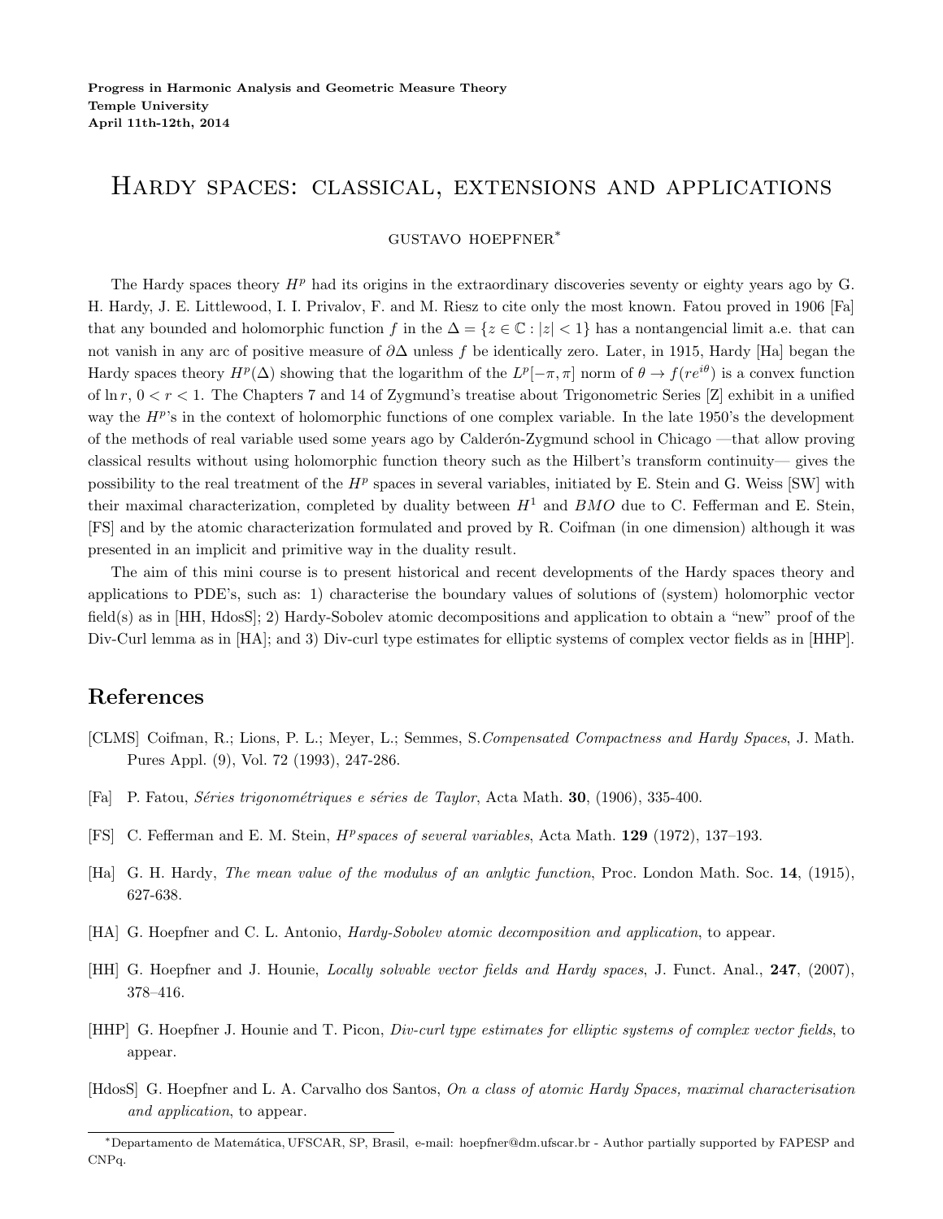**Progress in Harmonic Analysis and Geometric Measure Theory**
**Temple University**
**April 11th-12th, 2014**

# Hardy spaces: classical, extensions and applications

gustavo hoepfner*

The Hardy spaces theory $H^p$ had its origins in the extraordinary discoveries seventy or eighty years ago by G. H. Hardy, J. E. Littlewood, I. I. Privalov, F. and M. Riesz to cite only the most known. Fatou proved in 1906 [Fa] that any bounded and holomorphic function $f$ in the $\Delta = \{z \in \mathbb{C} : |z| < 1\}$ has a nontangencial limit a.e. that can not vanish in any arc of positive measure of $\partial\Delta$ unless $f$ be identically zero. Later, in 1915, Hardy [Ha] began the Hardy spaces theory $H^p(\Delta)$ showing that the logarithm of the $L^p[-\pi, \pi]$ norm of $\theta \to f(re^{i\theta})$ is a convex function of $\ln r$, $0 < r < 1$. The Chapters 7 and 14 of Zygmund's treatise about Trigonometric Series [Z] exhibit in a unified way the $H^p$'s in the context of holomorphic functions of one complex variable. In the late 1950's the development of the methods of real variable used some years ago by Calderón-Zygmund school in Chicago —that allow proving classical results without using holomorphic function theory such as the Hilbert's transform continuity— gives the possibility to the real treatment of the $H^p$ spaces in several variables, initiated by E. Stein and G. Weiss [SW] with their maximal characterization, completed by duality between $H^1$ and $BMO$ due to C. Fefferman and E. Stein, [FS] and by the atomic characterization formulated and proved by R. Coifman (in one dimension) although it was presented in an implicit and primitive way in the duality result.

The aim of this mini course is to present historical and recent developments of the Hardy spaces theory and applications to PDE's, such as: 1) characterise the boundary values of solutions of (system) holomorphic vector field(s) as in [HH, HdosS]; 2) Hardy-Sobolev atomic decompositions and application to obtain a "new" proof of the Div-Curl lemma as in [HA]; and 3) Div-curl type estimates for elliptic systems of complex vector fields as in [HHP].

## References

[CLMS] Coifman, R.; Lions, P. L.; Meyer, L.; Semmes, S. *Compensated Compactness and Hardy Spaces*, J. Math. Pures Appl. (9), Vol. 72 (1993), 247-286.

[Fa] P. Fatou, *Séries trigonométriques e séries de Taylor*, Acta Math. **30**, (1906), 335-400.

[FS] C. Fefferman and E. M. Stein, *$H^p$ spaces of several variables*, Acta Math. **129** (1972), 137–193.

[Ha] G. H. Hardy, *The mean value of the modulus of an anlytic function*, Proc. London Math. Soc. **14**, (1915), 627-638.

[HA] G. Hoepfner and C. L. Antonio, *Hardy-Sobolev atomic decomposition and application*, to appear.

[HH] G. Hoepfner and J. Hounie, *Locally solvable vector fields and Hardy spaces*, J. Funct. Anal., **247**, (2007), 378–416.

[HHP] G. Hoepfner J. Hounie and T. Picon, *Div-curl type estimates for elliptic systems of complex vector fields*, to appear.

[HdosS] G. Hoepfner and L. A. Carvalho dos Santos, *On a class of atomic Hardy Spaces, maximal characterisation and application*, to appear.

*Departamento de Matemática, UFSCAR, SP, Brasil, e-mail: hoepfner@dm.ufscar.br - Author partially supported by FAPESP and CNPq.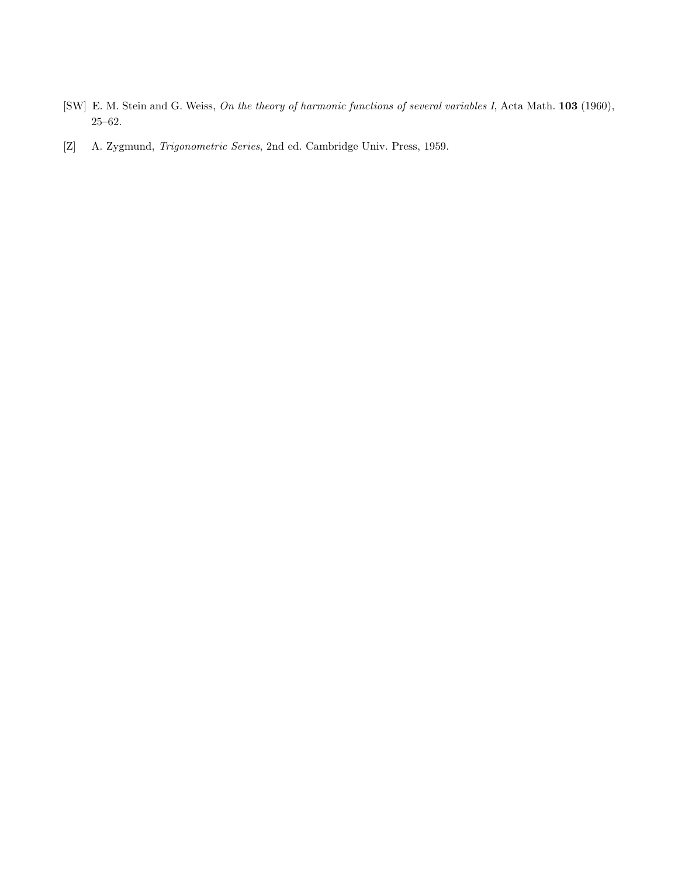[SW] E. M. Stein and G. Weiss, *On the theory of harmonic functions of several variables I*, Acta Math. **103** (1960), 25–62.

[Z] A. Zygmund, *Trigonometric Series*, 2nd ed. Cambridge Univ. Press, 1959.